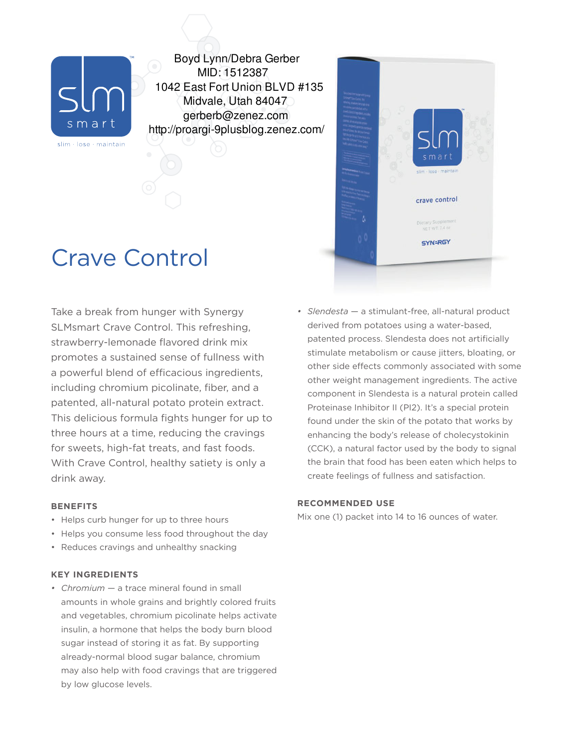slm smart

slim · lose · maintain

Boyd Lynn/Debra Gerber
MID: 1512387
1042 East Fort Union BLVD #135
Midvale, Utah 84047
gerberb@zenez.com
http://proargi-9plusblog.zenez.com/

# Crave Control

Take a break from hunger with Synergy SLMsmart Crave Control. This refreshing, strawberry-lemonade flavored drink mix promotes a sustained sense of fullness with a powerful blend of efficacious ingredients, including chromium picolinate, fiber, and a patented, all-natural potato protein extract. This delicious formula fights hunger for up to three hours at a time, reducing the cravings for sweets, high-fat treats, and fast foods. With Crave Control, healthy satiety is only a drink away.

### BENEFITS

- Helps curb hunger for up to three hours
- Helps you consume less food throughout the day
- Reduces cravings and unhealthy snacking

### KEY INGREDIENTS

- *Chromium* — a trace mineral found in small amounts in whole grains and brightly colored fruits and vegetables, chromium picolinate helps activate insulin, a hormone that helps the body burn blood sugar instead of storing it as fat. By supporting already-normal blood sugar balance, chromium may also help with food cravings that are triggered by low glucose levels.
- *Slendesta* — a stimulant-free, all-natural product derived from potatoes using a water-based, patented process. Slendesta does not artificially stimulate metabolism or cause jitters, bloating, or other side effects commonly associated with some other weight management ingredients. The active component in Slendesta is a natural protein called Proteinase Inhibitor II (PI2). It's a special protein found under the skin of the potato that works by enhancing the body's release of cholecystokinin (CCK), a natural factor used by the body to signal the brain that food has been eaten which helps to create feelings of fullness and satisfaction.

### RECOMMENDED USE

Mix one (1) packet into 14 to 16 ounces of water.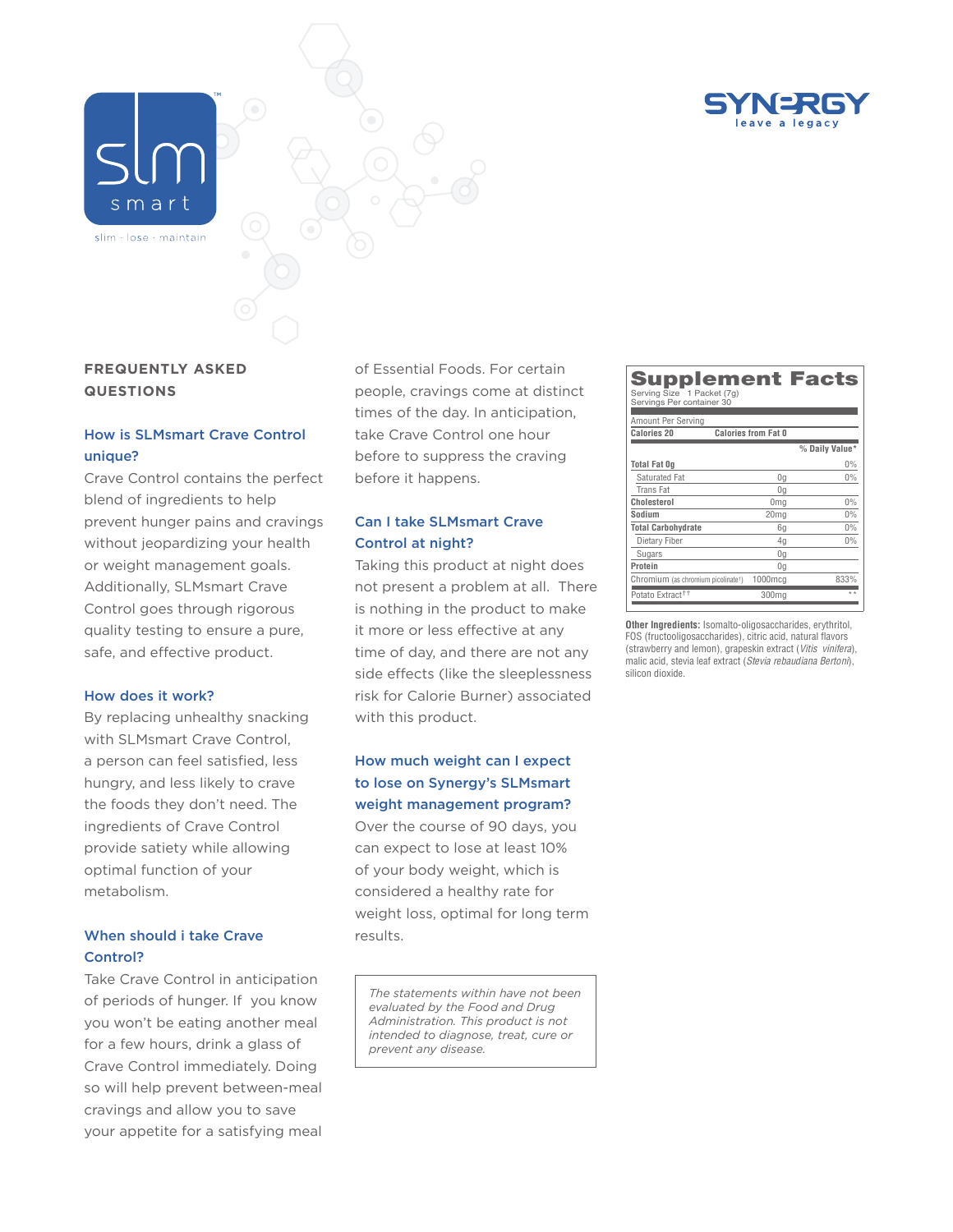slm smart™

slim · lose · maintain

SYNERGY leave a legacy

## FREQUENTLY ASKED QUESTIONS

### How is SLMsmart Crave Control unique?

Crave Control contains the perfect blend of ingredients to help prevent hunger pains and cravings without jeopardizing your health or weight management goals. Additionally, SLMsmart Crave Control goes through rigorous quality testing to ensure a pure, safe, and effective product.

### How does it work?

By replacing unhealthy snacking with SLMsmart Crave Control, a person can feel satisfied, less hungry, and less likely to crave the foods they don't need. The ingredients of Crave Control provide satiety while allowing optimal function of your metabolism.

### When should i take Crave Control?

Take Crave Control in anticipation of periods of hunger. If you know you won't be eating another meal for a few hours, drink a glass of Crave Control immediately. Doing so will help prevent between-meal cravings and allow you to save your appetite for a satisfying meal of Essential Foods. For certain people, cravings come at distinct times of the day. In anticipation, take Crave Control one hour before to suppress the craving before it happens.

### Can I take SLMsmart Crave Control at night?

Taking this product at night does not present a problem at all. There is nothing in the product to make it more or less effective at any time of day, and there are not any side effects (like the sleeplessness risk for Calorie Burner) associated with this product.

### How much weight can I expect to lose on Synergy's SLMsmart weight management program?

Over the course of 90 days, you can expect to lose at least 10% of your body weight, which is considered a healthy rate for weight loss, optimal for long term results.

*The statements within have not been evaluated by the Food and Drug Administration. This product is not intended to diagnose, treat, cure or prevent any disease.*

## Supplement Facts

Serving Size 1 Packet (7g)
Servings Per container 30

| Amount Per Serving | | |
|---|---|---|
| **Calories 20** | **Calories from Fat 0** | |
| | | **% Daily Value\*** |
| **Total Fat 0g** | | 0% |
| Saturated Fat | 0g | 0% |
| Trans Fat | 0g | |
| **Cholesterol** | 0mg | 0% |
| **Sodium** | 20mg | 0% |
| **Total Carbohydrate** | 6g | 0% |
| Dietary Fiber | 4g | 0% |
| Sugars | 0g | |
| **Protein** | 0g | |
| Chromium (as chromium picolinate†) | 1000mcg | 833% |
| Potato Extract†† | 300mg | \*\* |

**Other Ingredients:** Isomalto-oligosaccharides, erythritol, FOS (fructooligosaccharides), citric acid, natural flavors (strawberry and lemon), grapeskin extract (*Vitis vinifera*), malic acid, stevia leaf extract (*Stevia rebaudiana Bertoni*), silicon dioxide.